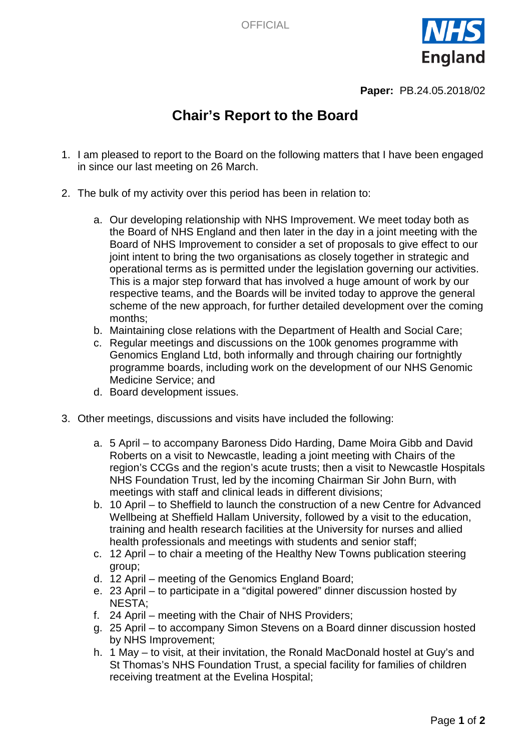OFFICIAL

**Paper:** PB.24.05.2018/02

# Chair's Report to the Board

1. I am pleased to report to the Board on the following matters that I have been engaged in since our last meeting on 26 March.

2. The bulk of my activity over this period has been in relation to:

   a. Our developing relationship with NHS Improvement. We meet today both as the Board of NHS England and then later in the day in a joint meeting with the Board of NHS Improvement to consider a set of proposals to give effect to our joint intent to bring the two organisations as closely together in strategic and operational terms as is permitted under the legislation governing our activities. This is a major step forward that has involved a huge amount of work by our respective teams, and the Boards will be invited today to approve the general scheme of the new approach, for further detailed development over the coming months;
   b. Maintaining close relations with the Department of Health and Social Care;
   c. Regular meetings and discussions on the 100k genomes programme with Genomics England Ltd, both informally and through chairing our fortnightly programme boards, including work on the development of our NHS Genomic Medicine Service; and
   d. Board development issues.

3. Other meetings, discussions and visits have included the following:

   a. 5 April – to accompany Baroness Dido Harding, Dame Moira Gibb and David Roberts on a visit to Newcastle, leading a joint meeting with Chairs of the region's CCGs and the region's acute trusts; then a visit to Newcastle Hospitals NHS Foundation Trust, led by the incoming Chairman Sir John Burn, with meetings with staff and clinical leads in different divisions;
   b. 10 April – to Sheffield to launch the construction of a new Centre for Advanced Wellbeing at Sheffield Hallam University, followed by a visit to the education, training and health research facilities at the University for nurses and allied health professionals and meetings with students and senior staff;
   c. 12 April – to chair a meeting of the Healthy New Towns publication steering group;
   d. 12 April – meeting of the Genomics England Board;
   e. 23 April – to participate in a "digital powered" dinner discussion hosted by NESTA;
   f. 24 April – meeting with the Chair of NHS Providers;
   g. 25 April – to accompany Simon Stevens on a Board dinner discussion hosted by NHS Improvement;
   h. 1 May – to visit, at their invitation, the Ronald MacDonald hostel at Guy's and St Thomas's NHS Foundation Trust, a special facility for families of children receiving treatment at the Evelina Hospital;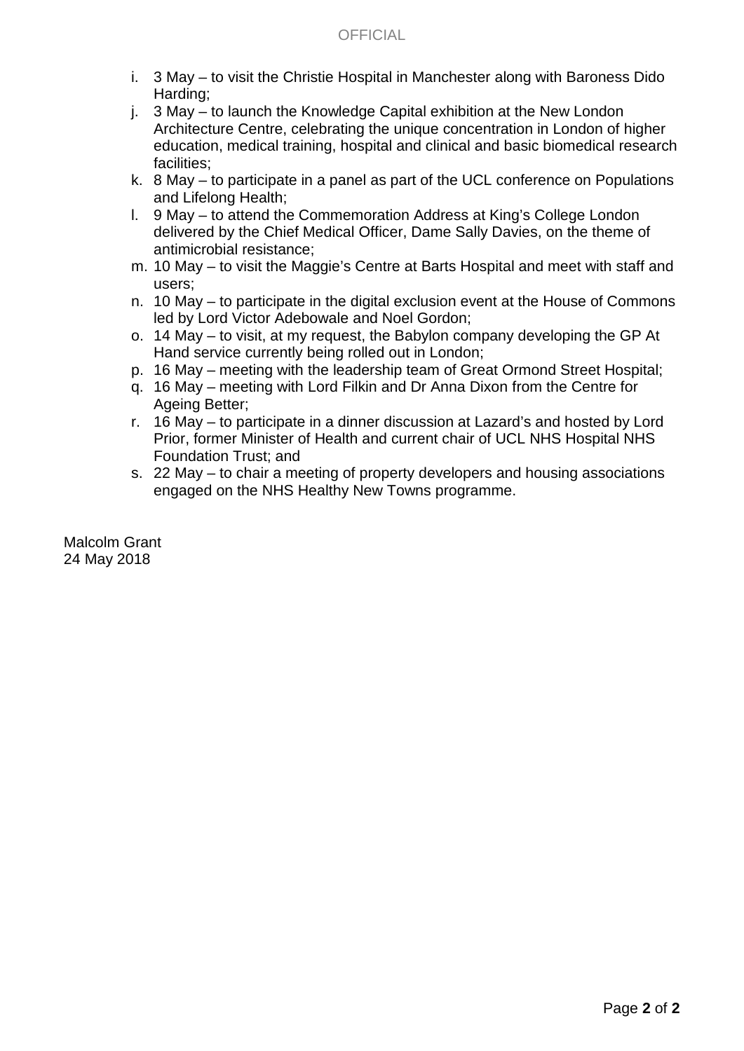i. 3 May – to visit the Christie Hospital in Manchester along with Baroness Dido Harding;
j. 3 May – to launch the Knowledge Capital exhibition at the New London Architecture Centre, celebrating the unique concentration in London of higher education, medical training, hospital and clinical and basic biomedical research facilities;
k. 8 May – to participate in a panel as part of the UCL conference on Populations and Lifelong Health;
l. 9 May – to attend the Commemoration Address at King's College London delivered by the Chief Medical Officer, Dame Sally Davies, on the theme of antimicrobial resistance;
m. 10 May – to visit the Maggie's Centre at Barts Hospital and meet with staff and users;
n. 10 May – to participate in the digital exclusion event at the House of Commons led by Lord Victor Adebowale and Noel Gordon;
o. 14 May – to visit, at my request, the Babylon company developing the GP At Hand service currently being rolled out in London;
p. 16 May – meeting with the leadership team of Great Ormond Street Hospital;
q. 16 May – meeting with Lord Filkin and Dr Anna Dixon from the Centre for Ageing Better;
r. 16 May – to participate in a dinner discussion at Lazard's and hosted by Lord Prior, former Minister of Health and current chair of UCL NHS Hospital NHS Foundation Trust; and
s. 22 May – to chair a meeting of property developers and housing associations engaged on the NHS Healthy New Towns programme.

Malcolm Grant
24 May 2018